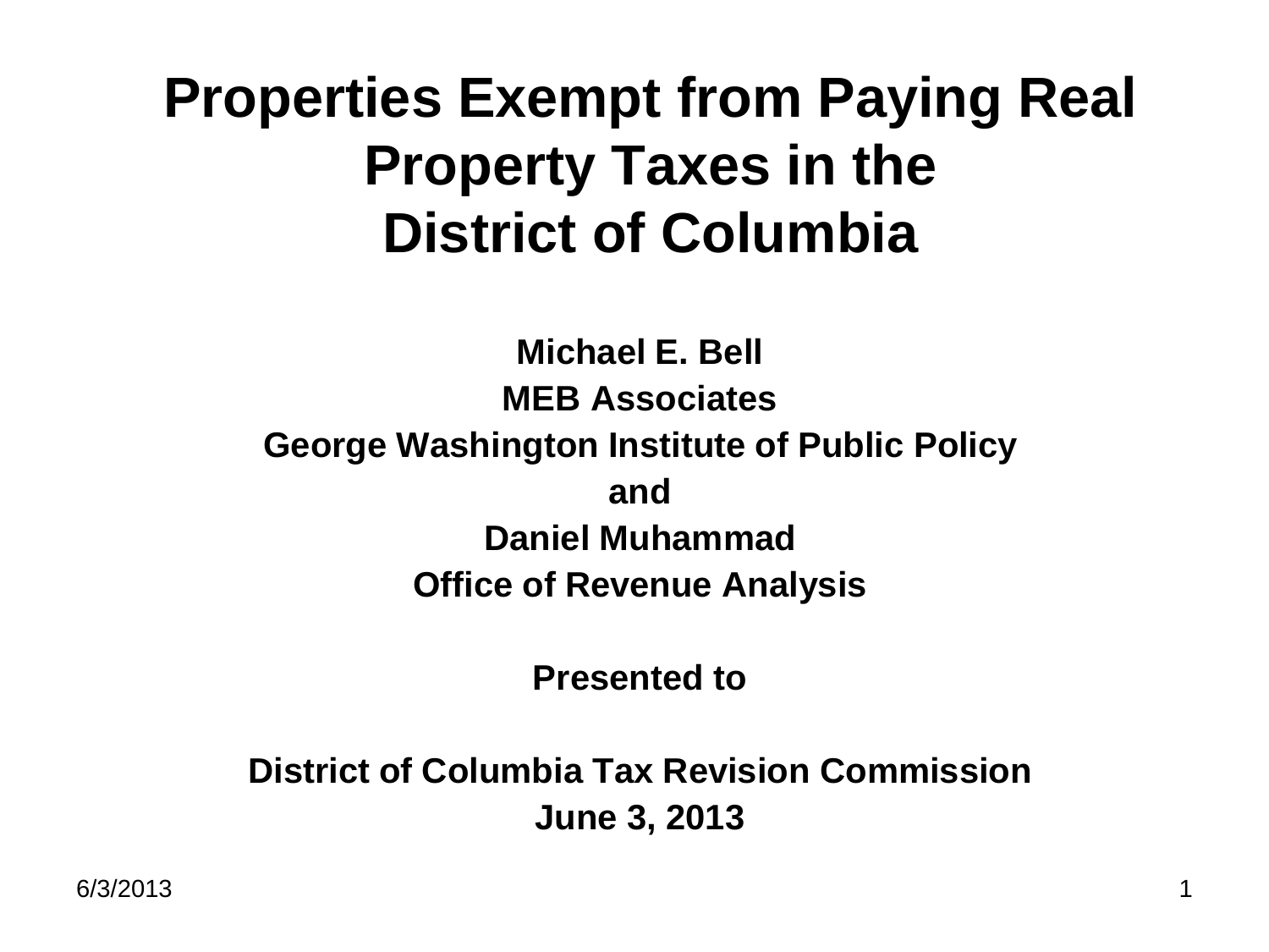# Properties Exempt from Paying Real Property Taxes in the District of Columbia

**Michael E. Bell**

**MEB Associates**

**George Washington Institute of Public Policy**

**and**

**Daniel Muhammad**

**Office of Revenue Analysis**

**Presented to**

**District of Columbia Tax Revision Commission**

**June 3, 2013**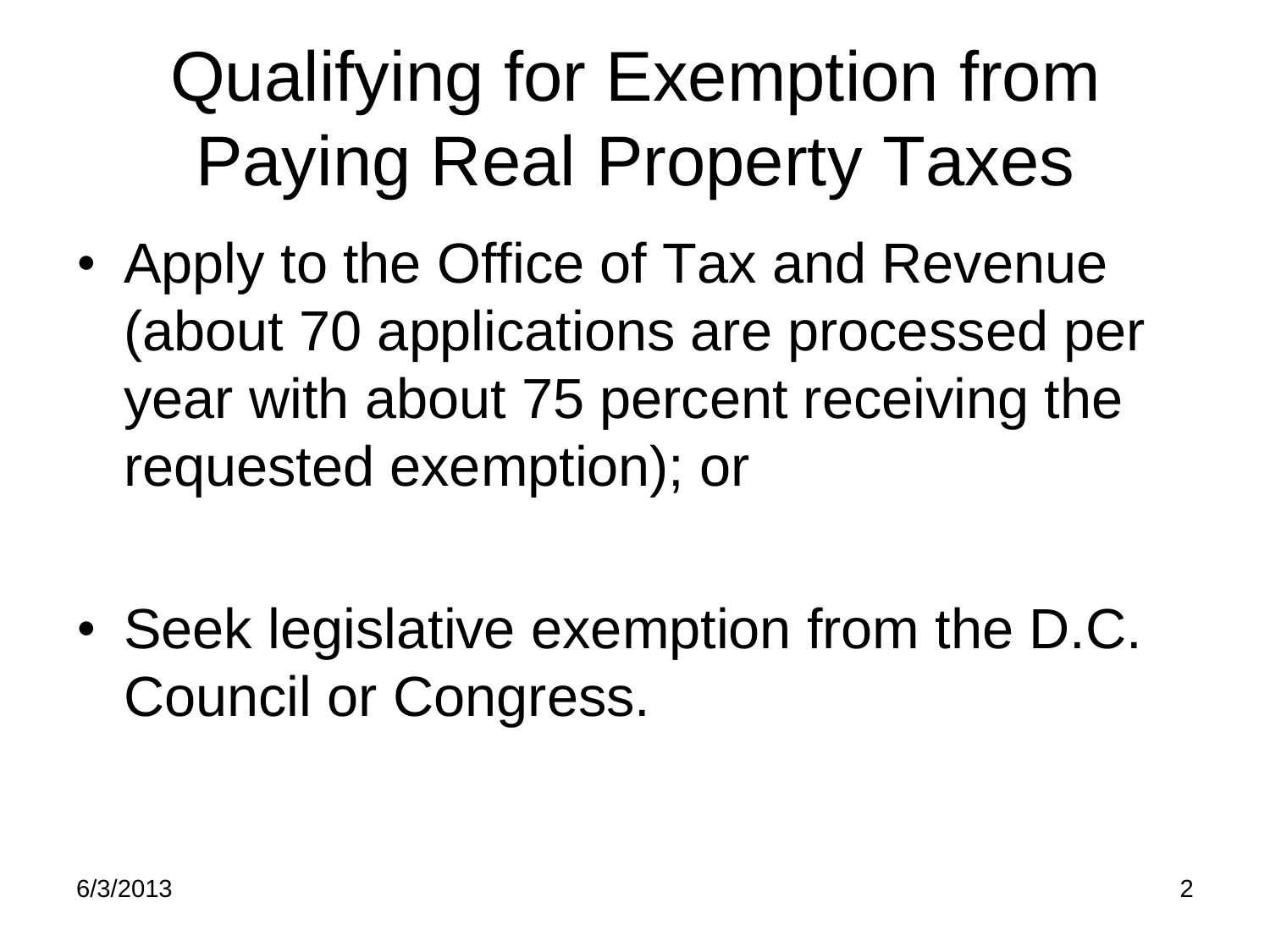# Qualifying for Exemption from Paying Real Property Taxes

- Apply to the Office of Tax and Revenue (about 70 applications are processed per year with about 75 percent receiving the requested exemption); or

- Seek legislative exemption from the D.C. Council or Congress.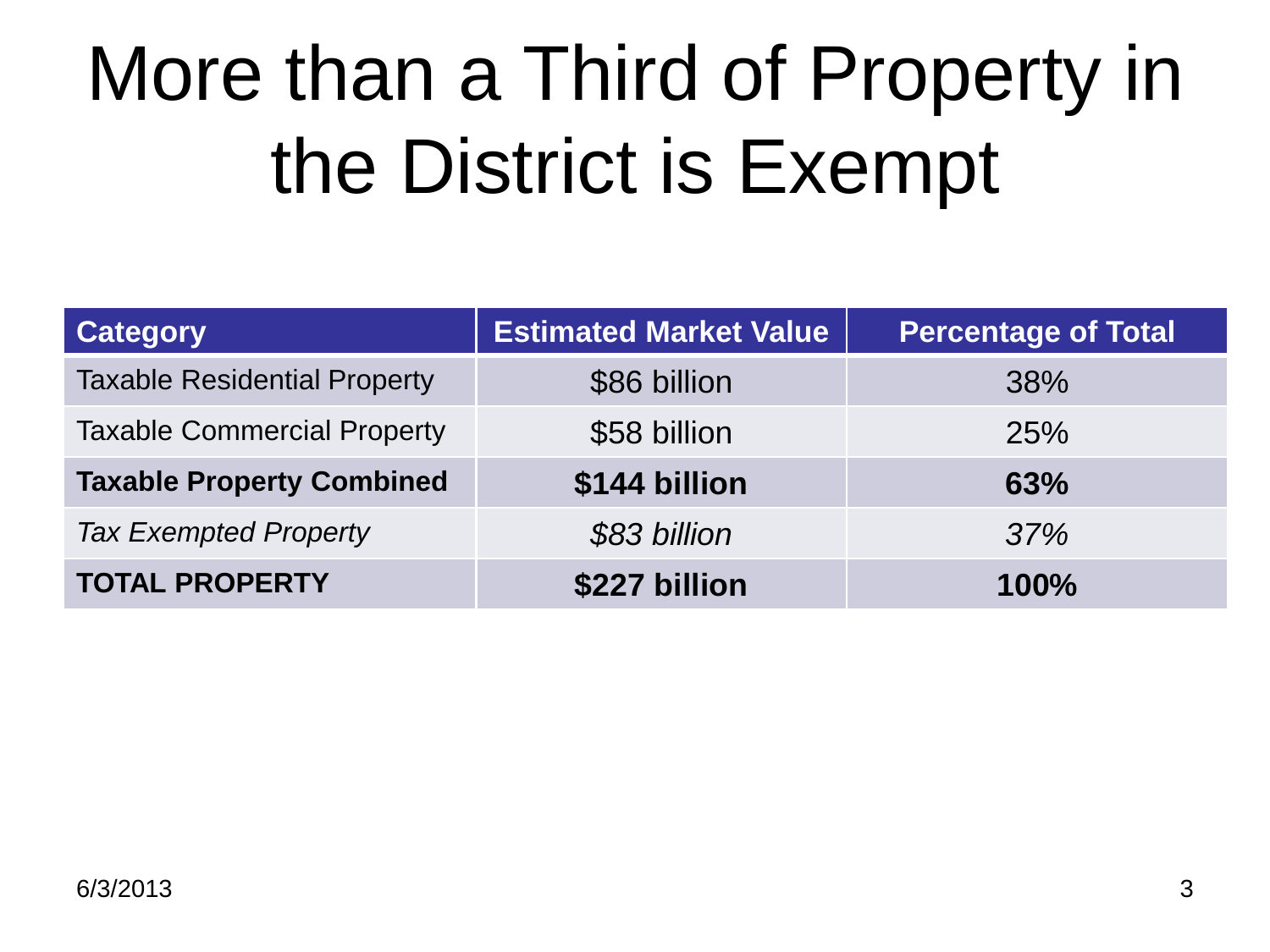# More than a Third of Property in the District is Exempt

| Category | Estimated Market Value | Percentage of Total |
|---|---|---|
| Taxable Residential Property | $86 billion | 38% |
| Taxable Commercial Property | $58 billion | 25% |
| **Taxable Property Combined** | **$144 billion** | **63%** |
| *Tax Exempted Property* | *$83 billion* | *37%* |
| **TOTAL PROPERTY** | **$227 billion** | **100%** |

6/3/2013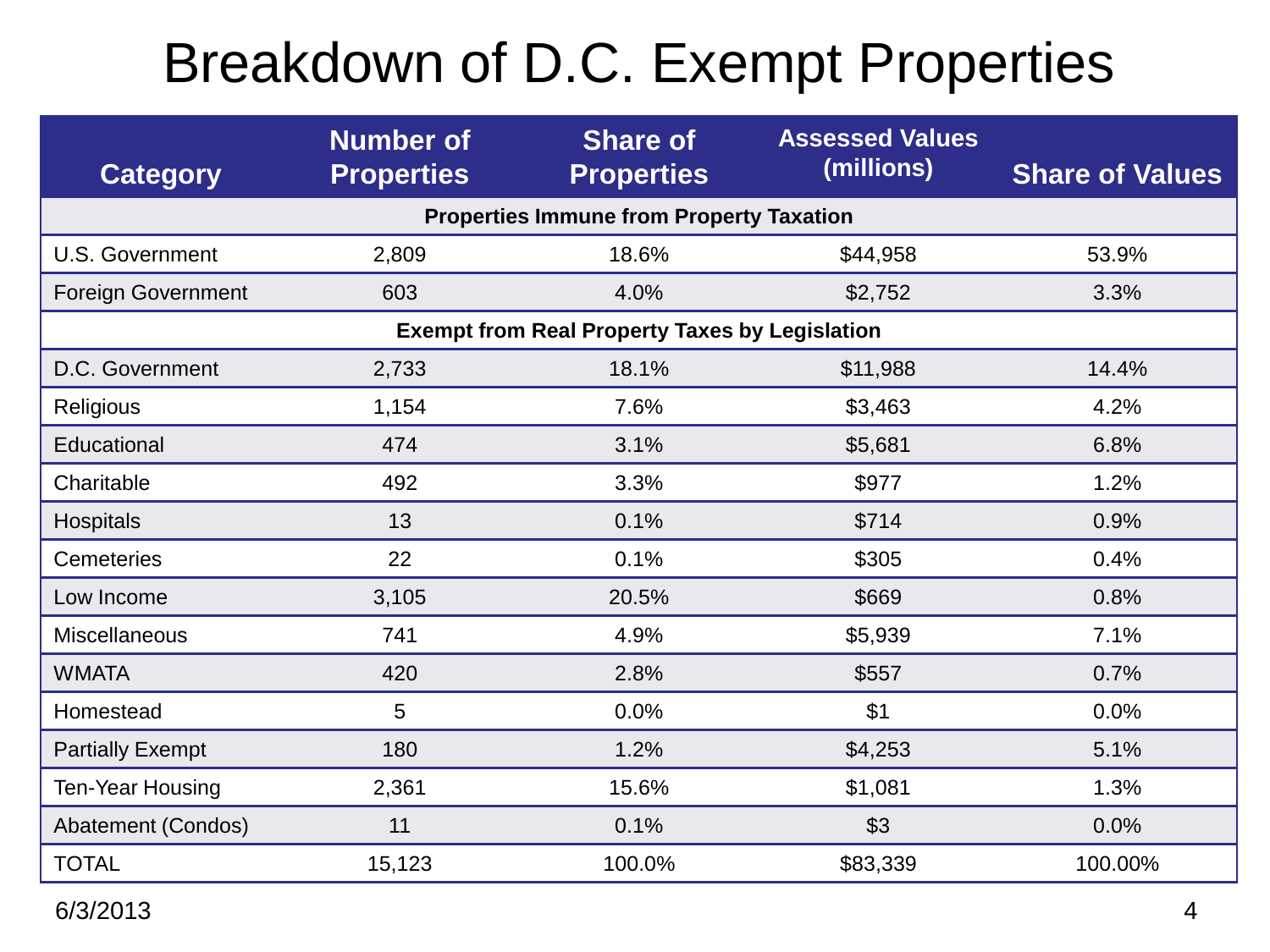# Breakdown of D.C. Exempt Properties

| Category | Number of Properties | Share of Properties | Assessed Values (millions) | Share of Values |
|---|---|---|---|---|
| **Properties Immune from Property Taxation** | | | | |
| U.S. Government | 2,809 | 18.6% | $44,958 | 53.9% |
| Foreign Government | 603 | 4.0% | $2,752 | 3.3% |
| **Exempt from Real Property Taxes by Legislation** | | | | |
| D.C. Government | 2,733 | 18.1% | $11,988 | 14.4% |
| Religious | 1,154 | 7.6% | $3,463 | 4.2% |
| Educational | 474 | 3.1% | $5,681 | 6.8% |
| Charitable | 492 | 3.3% | $977 | 1.2% |
| Hospitals | 13 | 0.1% | $714 | 0.9% |
| Cemeteries | 22 | 0.1% | $305 | 0.4% |
| Low Income | 3,105 | 20.5% | $669 | 0.8% |
| Miscellaneous | 741 | 4.9% | $5,939 | 7.1% |
| WMATA | 420 | 2.8% | $557 | 0.7% |
| Homestead | 5 | 0.0% | $1 | 0.0% |
| Partially Exempt | 180 | 1.2% | $4,253 | 5.1% |
| Ten-Year Housing | 2,361 | 15.6% | $1,081 | 1.3% |
| Abatement (Condos) | 11 | 0.1% | $3 | 0.0% |
| TOTAL | 15,123 | 100.0% | $83,339 | 100.00% |

6/3/2013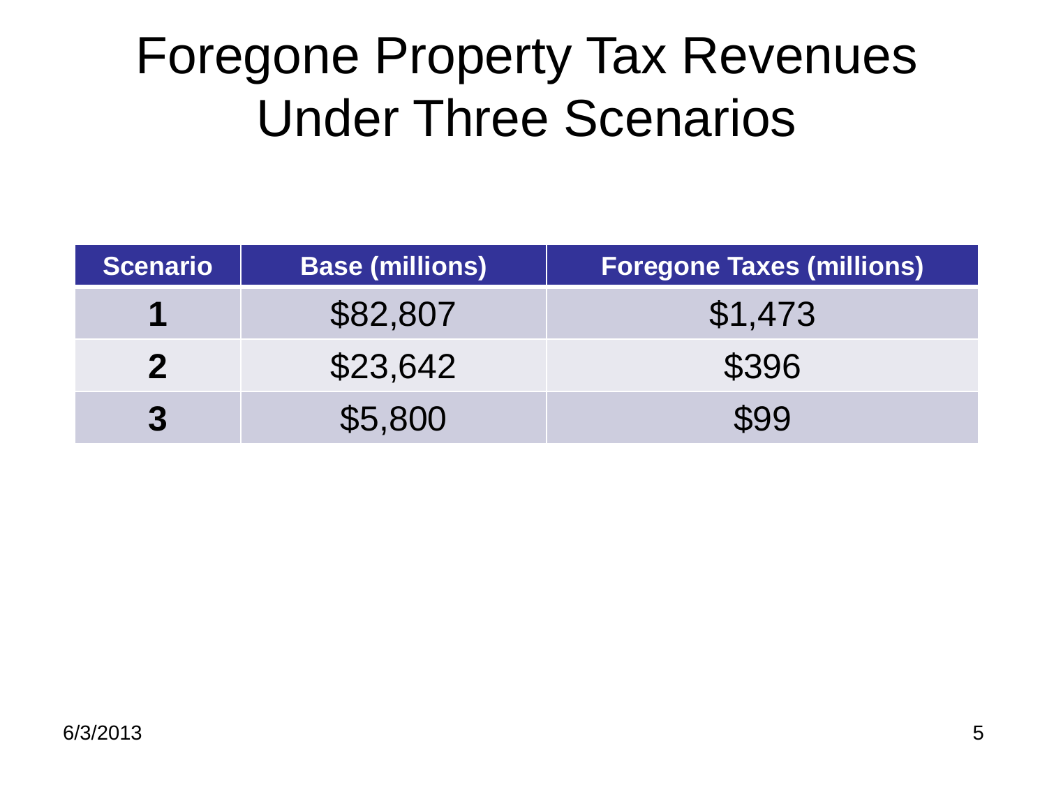# Foregone Property Tax Revenues Under Three Scenarios

| Scenario | Base (millions) | Foregone Taxes (millions) |
|---|---|---|
| **1** | $82,807 | $1,473 |
| **2** | $23,642 | $396 |
| **3** | $5,800 | $99 |

6/3/2013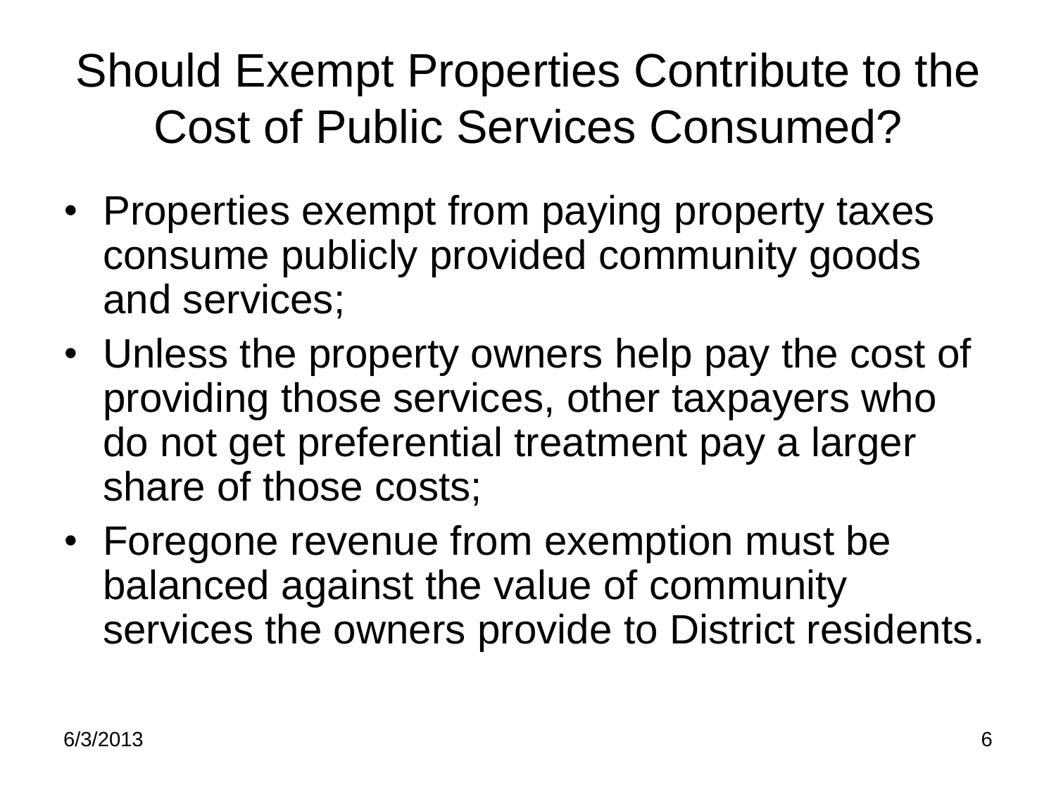# Should Exempt Properties Contribute to the Cost of Public Services Consumed?

- Properties exempt from paying property taxes consume publicly provided community goods and services;
- Unless the property owners help pay the cost of providing those services, other taxpayers who do not get preferential treatment pay a larger share of those costs;
- Foregone revenue from exemption must be balanced against the value of community services the owners provide to District residents.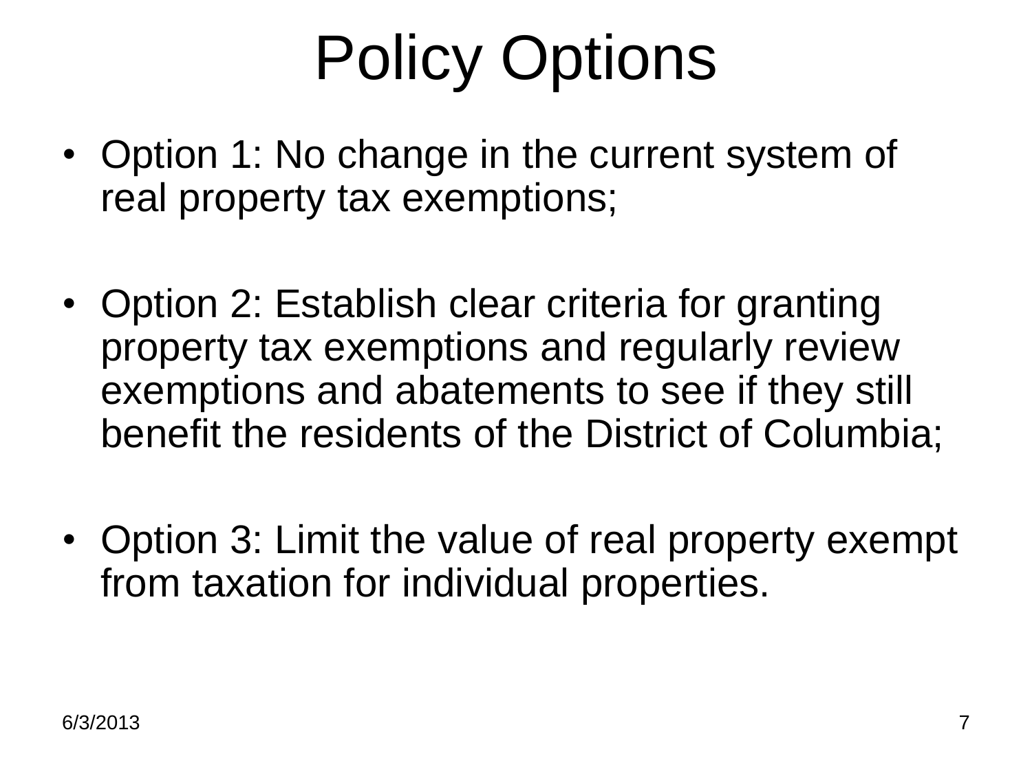# Policy Options

- Option 1: No change in the current system of real property tax exemptions;

- Option 2: Establish clear criteria for granting property tax exemptions and regularly review exemptions and abatements to see if they still benefit the residents of the District of Columbia;

- Option 3: Limit the value of real property exempt from taxation for individual properties.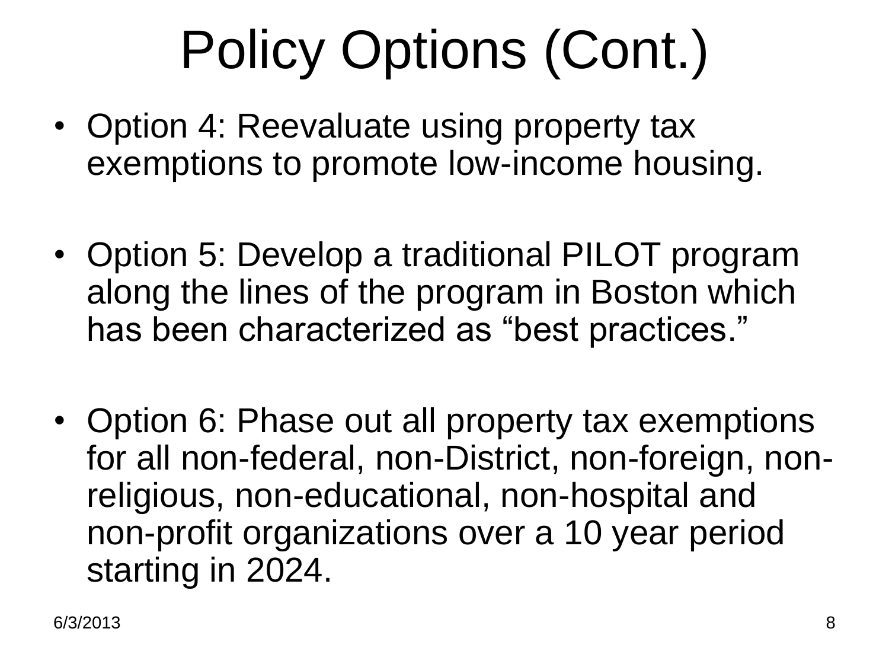# Policy Options (Cont.)

- Option 4: Reevaluate using property tax exemptions to promote low-income housing.

- Option 5: Develop a traditional PILOT program along the lines of the program in Boston which has been characterized as “best practices.”

- Option 6: Phase out all property tax exemptions for all non-federal, non-District, non-foreign, non-religious, non-educational, non-hospital and non-profit organizations over a 10 year period starting in 2024.

6/3/2013